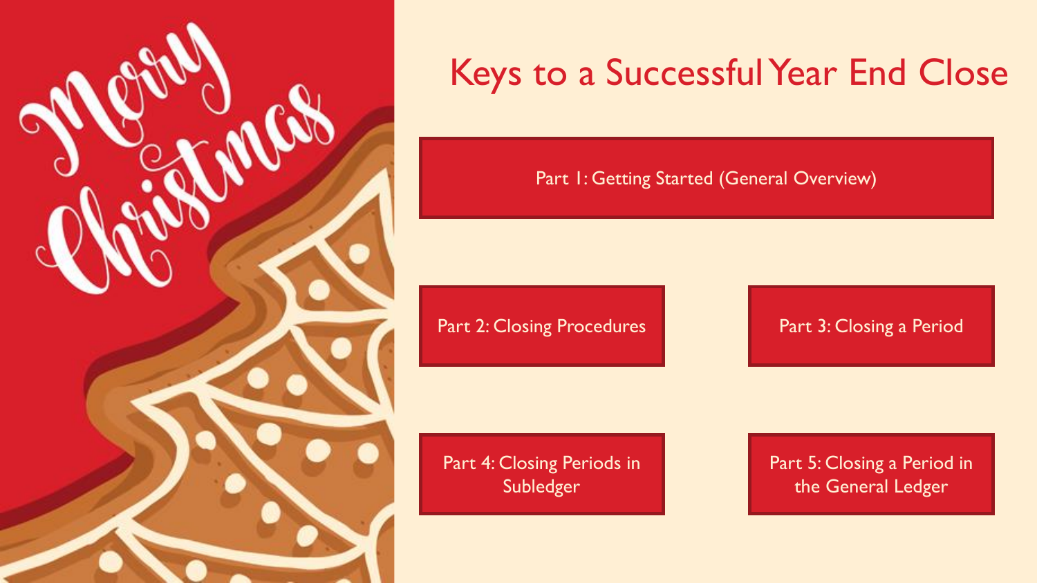Merry Christmas

# Keys to a Successful Year End Close

Part 1: Getting Started (General Overview)

Part 2: Closing Procedures

Part 3: Closing a Period

Part 4: Closing Periods in Subledger

Part 5: Closing a Period in the General Ledger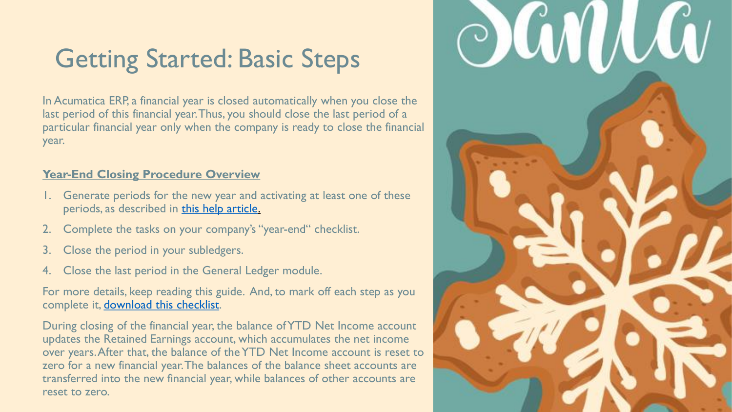# Getting Started: Basic Steps

In Acumatica ERP, a financial year is closed automatically when you close the last period of this financial year. Thus, you should close the last period of a particular financial year only when the company is ready to close the financial year.

**Year-End Closing Procedure Overview**

1. Generate periods for the new year and activating at least one of these periods, as described in [this help article.]()
2. Complete the tasks on your company's "year-end" checklist.
3. Close the period in your subledgers.
4. Close the last period in the General Ledger module.

For more details, keep reading this guide. And, to mark off each step as you complete it, [download this checklist]().

During closing of the financial year, the balance of YTD Net Income account updates the Retained Earnings account, which accumulates the net income over years. After that, the balance of the YTD Net Income account is reset to zero for a new financial year. The balances of the balance sheet accounts are transferred into the new financial year, while balances of other accounts are reset to zero.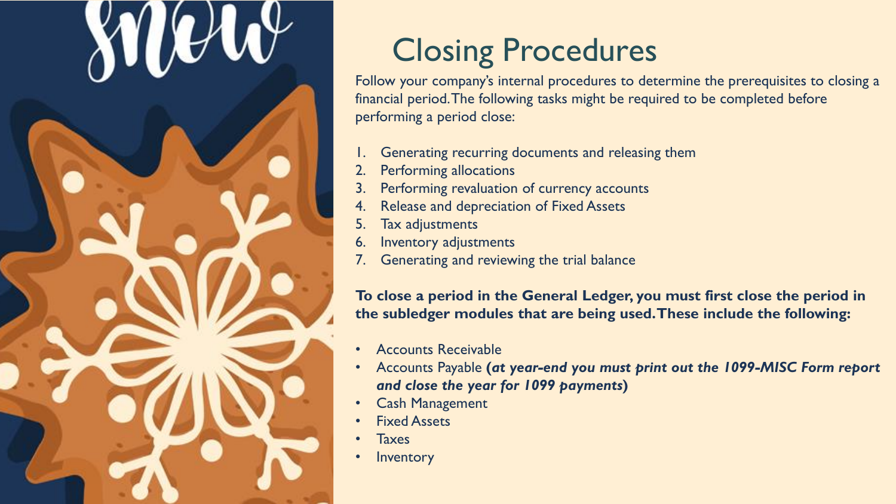# Closing Procedures

Follow your company's internal procedures to determine the prerequisites to closing a financial period. The following tasks might be required to be completed before performing a period close:

1. Generating recurring documents and releasing them
2. Performing allocations
3. Performing revaluation of currency accounts
4. Release and depreciation of Fixed Assets
5. Tax adjustments
6. Inventory adjustments
7. Generating and reviewing the trial balance

**To close a period in the General Ledger, you must first close the period in the subledger modules that are being used. These include the following:**

- Accounts Receivable
- Accounts Payable **(*at year-end you must print out the 1099-MISC Form report and close the year for 1099 payments*)**
- Cash Management
- Fixed Assets
- Taxes
- Inventory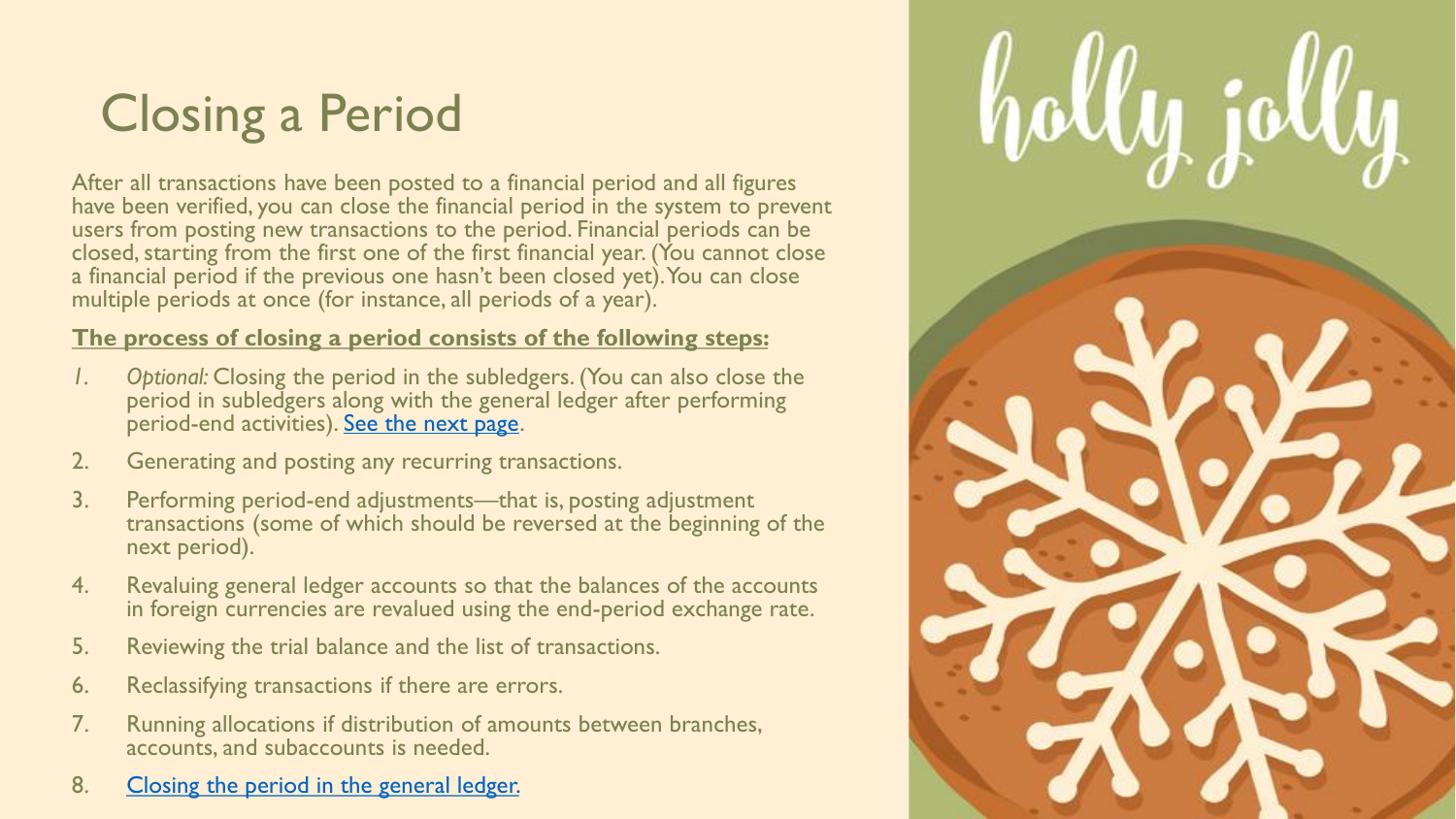# Closing a Period

After all transactions have been posted to a financial period and all figures have been verified, you can close the financial period in the system to prevent users from posting new transactions to the period. Financial periods can be closed, starting from the first one of the first financial year. (You cannot close a financial period if the previous one hasn't been closed yet). You can close multiple periods at once (for instance, all periods of a year).

**The process of closing a period consists of the following steps:**

1. *Optional:* Closing the period in the subledgers. (You can also close the period in subledgers along with the general ledger after performing period-end activities). See the next page.
2. Generating and posting any recurring transactions.
3. Performing period-end adjustments—that is, posting adjustment transactions (some of which should be reversed at the beginning of the next period).
4. Revaluing general ledger accounts so that the balances of the accounts in foreign currencies are revalued using the end-period exchange rate.
5. Reviewing the trial balance and the list of transactions.
6. Reclassifying transactions if there are errors.
7. Running allocations if distribution of amounts between branches, accounts, and subaccounts is needed.
8. Closing the period in the general ledger.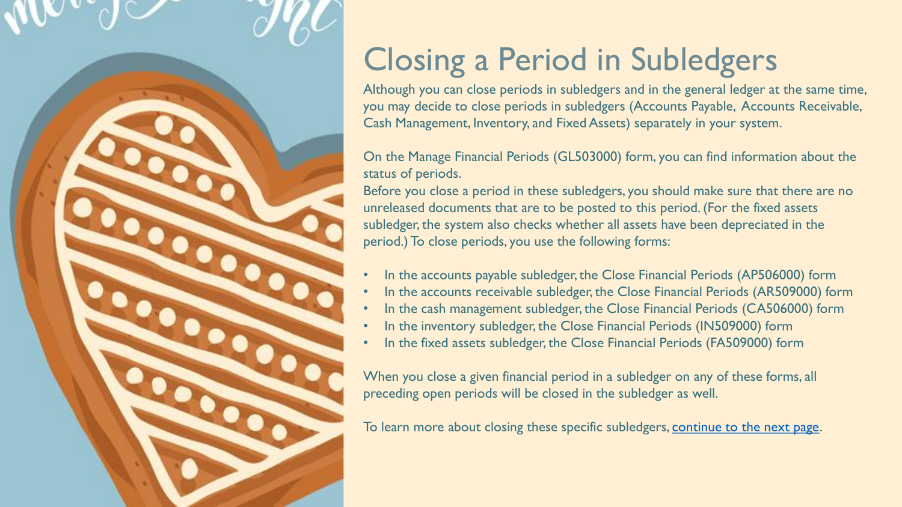# Closing a Period in Subledgers

Although you can close periods in subledgers and in the general ledger at the same time, you may decide to close periods in subledgers (Accounts Payable, Accounts Receivable, Cash Management, Inventory, and Fixed Assets) separately in your system.

On the Manage Financial Periods (GL503000) form, you can find information about the status of periods.

Before you close a period in these subledgers, you should make sure that there are no unreleased documents that are to be posted to this period. (For the fixed assets subledger, the system also checks whether all assets have been depreciated in the period.) To close periods, you use the following forms:

- In the accounts payable subledger, the Close Financial Periods (AP506000) form
- In the accounts receivable subledger, the Close Financial Periods (AR509000) form
- In the cash management subledger, the Close Financial Periods (CA506000) form
- In the inventory subledger, the Close Financial Periods (IN509000) form
- In the fixed assets subledger, the Close Financial Periods (FA509000) form

When you close a given financial period in a subledger on any of these forms, all preceding open periods will be closed in the subledger as well.

To learn more about closing these specific subledgers, continue to the next page.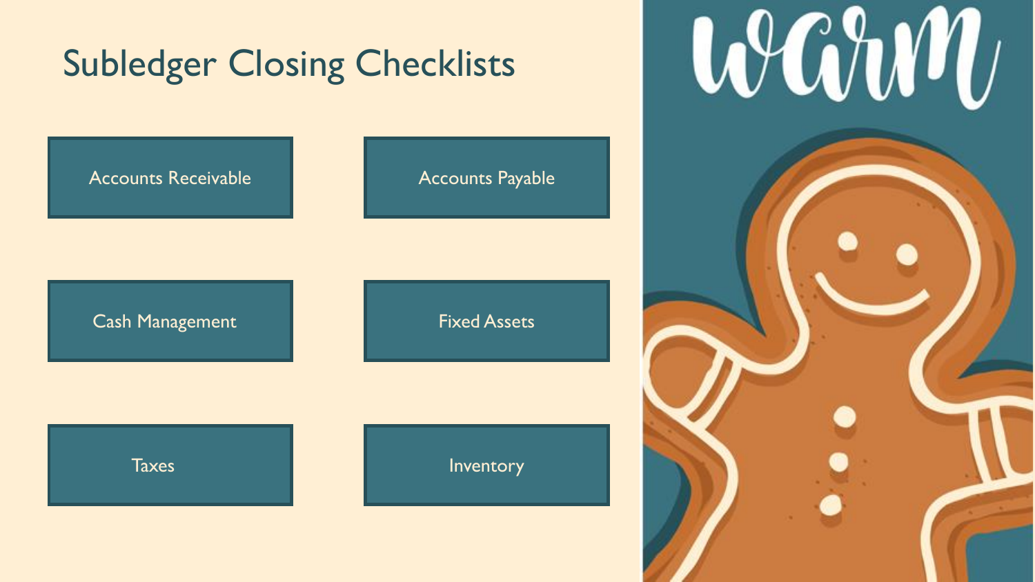# Subledger Closing Checklists

- Accounts Receivable
- Accounts Payable
- Cash Management
- Fixed Assets
- Taxes
- Inventory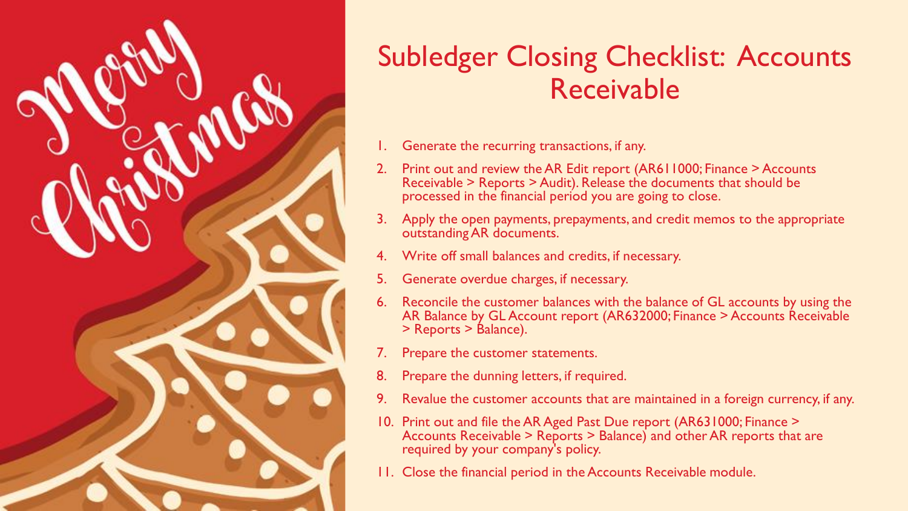# Subledger Closing Checklist: Accounts Receivable

1. Generate the recurring transactions, if any.
2. Print out and review the AR Edit report (AR611000; Finance > Accounts Receivable > Reports > Audit). Release the documents that should be processed in the financial period you are going to close.
3. Apply the open payments, prepayments, and credit memos to the appropriate outstanding AR documents.
4. Write off small balances and credits, if necessary.
5. Generate overdue charges, if necessary.
6. Reconcile the customer balances with the balance of GL accounts by using the AR Balance by GL Account report (AR632000; Finance > Accounts Receivable > Reports > Balance).
7. Prepare the customer statements.
8. Prepare the dunning letters, if required.
9. Revalue the customer accounts that are maintained in a foreign currency, if any.
10. Print out and file the AR Aged Past Due report (AR631000; Finance > Accounts Receivable > Reports > Balance) and other AR reports that are required by your company's policy.
11. Close the financial period in the Accounts Receivable module.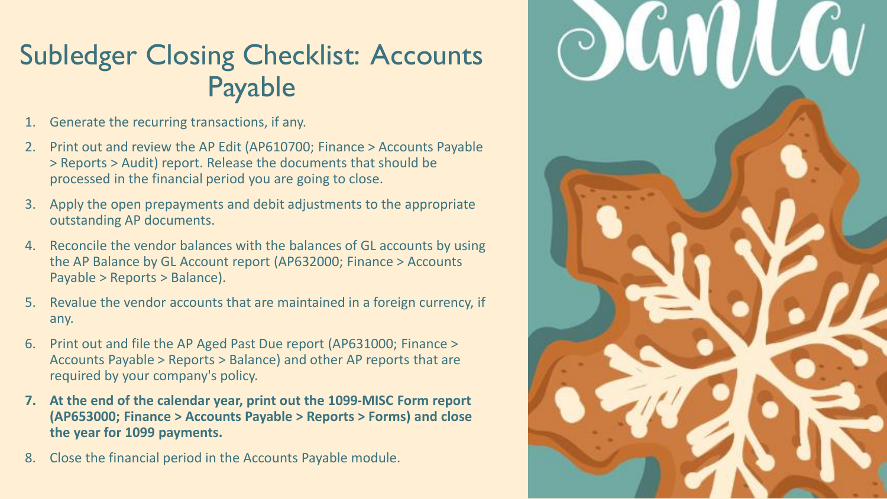# Subledger Closing Checklist: Accounts Payable

1. Generate the recurring transactions, if any.
2. Print out and review the AP Edit (AP610700; Finance > Accounts Payable > Reports > Audit) report. Release the documents that should be processed in the financial period you are going to close.
3. Apply the open prepayments and debit adjustments to the appropriate outstanding AP documents.
4. Reconcile the vendor balances with the balances of GL accounts by using the AP Balance by GL Account report (AP632000; Finance > Accounts Payable > Reports > Balance).
5. Revalue the vendor accounts that are maintained in a foreign currency, if any.
6. Print out and file the AP Aged Past Due report (AP631000; Finance > Accounts Payable > Reports > Balance) and other AP reports that are required by your company's policy.
7. **At the end of the calendar year, print out the 1099-MISC Form report (AP653000; Finance > Accounts Payable > Reports > Forms) and close the year for 1099 payments.**
8. Close the financial period in the Accounts Payable module.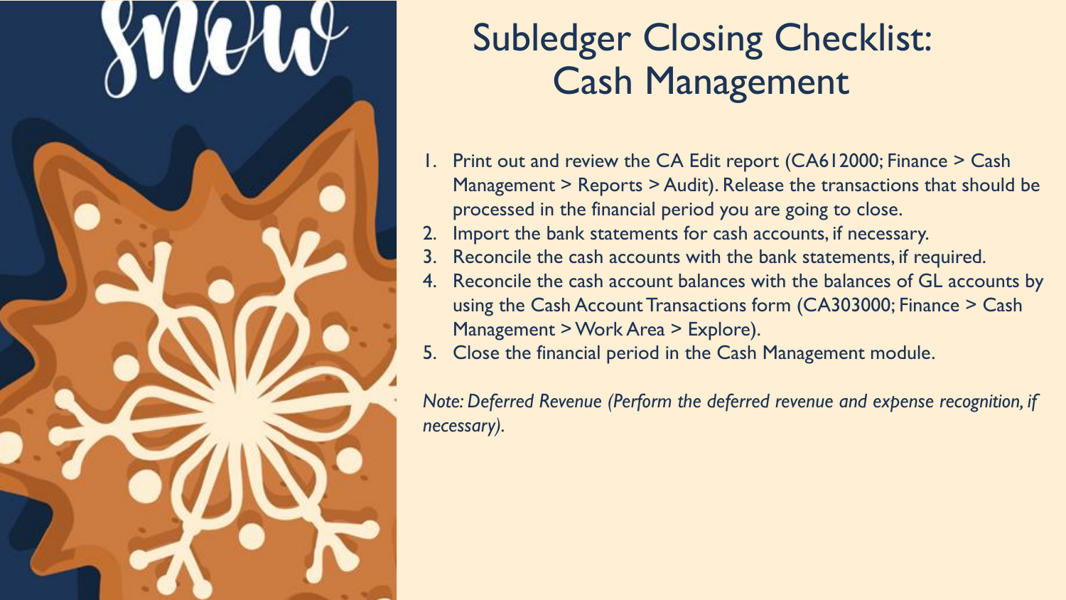# Subledger Closing Checklist: Cash Management

1. Print out and review the CA Edit report (CA612000; Finance > Cash Management > Reports > Audit). Release the transactions that should be processed in the financial period you are going to close.
2. Import the bank statements for cash accounts, if necessary.
3. Reconcile the cash accounts with the bank statements, if required.
4. Reconcile the cash account balances with the balances of GL accounts by using the Cash Account Transactions form (CA303000; Finance > Cash Management > Work Area > Explore).
5. Close the financial period in the Cash Management module.

*Note: Deferred Revenue (Perform the deferred revenue and expense recognition, if necessary).*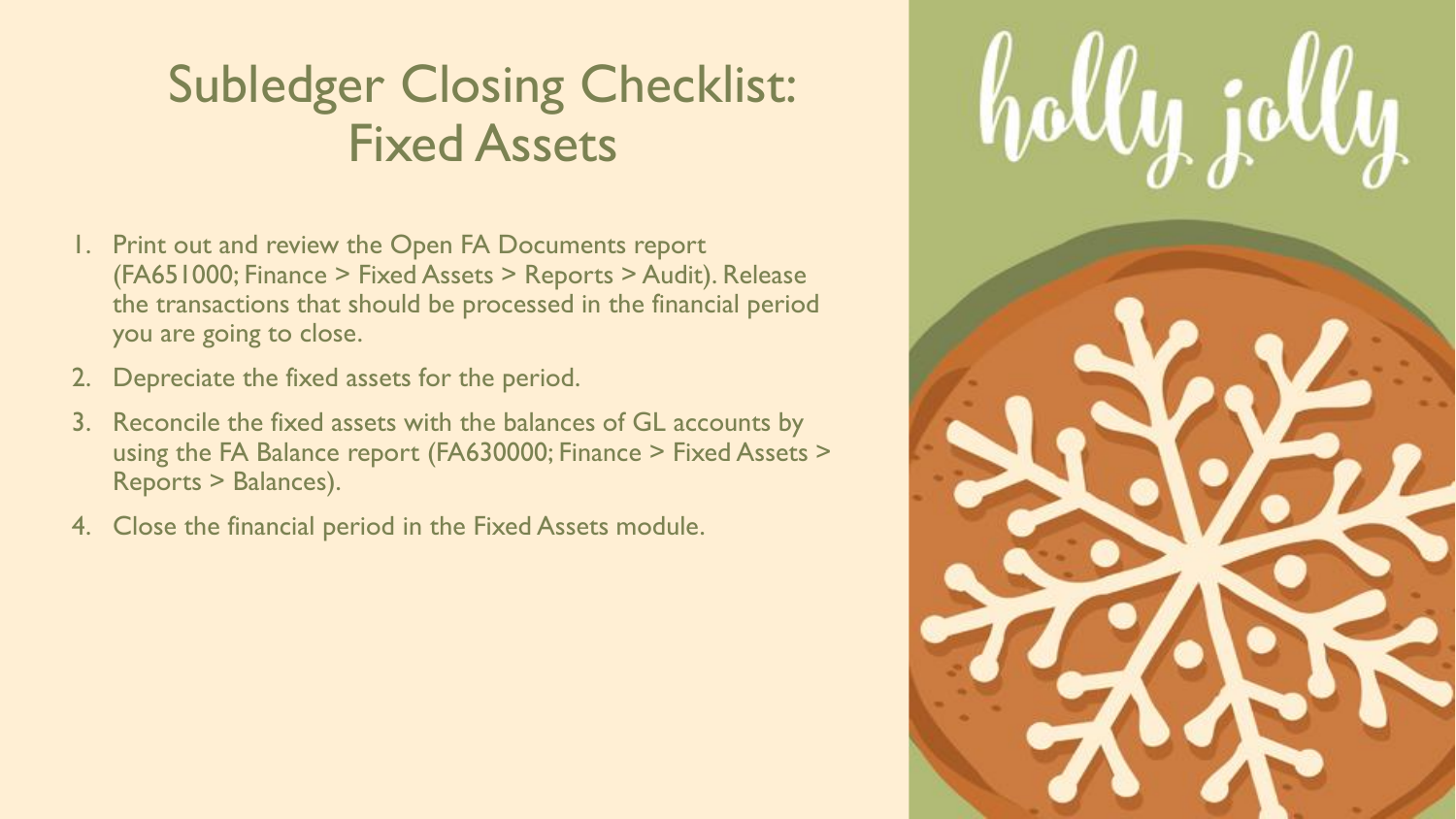# Subledger Closing Checklist: Fixed Assets

1. Print out and review the Open FA Documents report (FA651000; Finance > Fixed Assets > Reports > Audit). Release the transactions that should be processed in the financial period you are going to close.
2. Depreciate the fixed assets for the period.
3. Reconcile the fixed assets with the balances of GL accounts by using the FA Balance report (FA630000; Finance > Fixed Assets > Reports > Balances).
4. Close the financial period in the Fixed Assets module.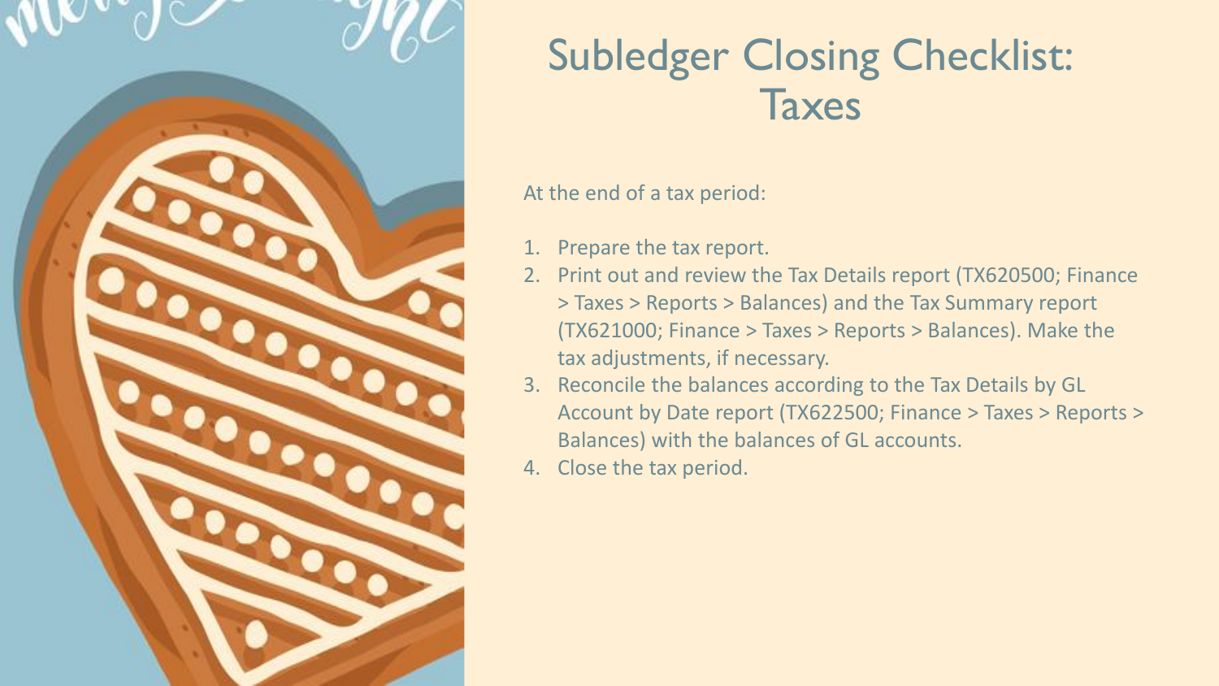# Subledger Closing Checklist: Taxes

At the end of a tax period:

1. Prepare the tax report.
2. Print out and review the Tax Details report (TX620500; Finance > Taxes > Reports > Balances) and the Tax Summary report (TX621000; Finance > Taxes > Reports > Balances). Make the tax adjustments, if necessary.
3. Reconcile the balances according to the Tax Details by GL Account by Date report (TX622500; Finance > Taxes > Reports > Balances) with the balances of GL accounts.
4. Close the tax period.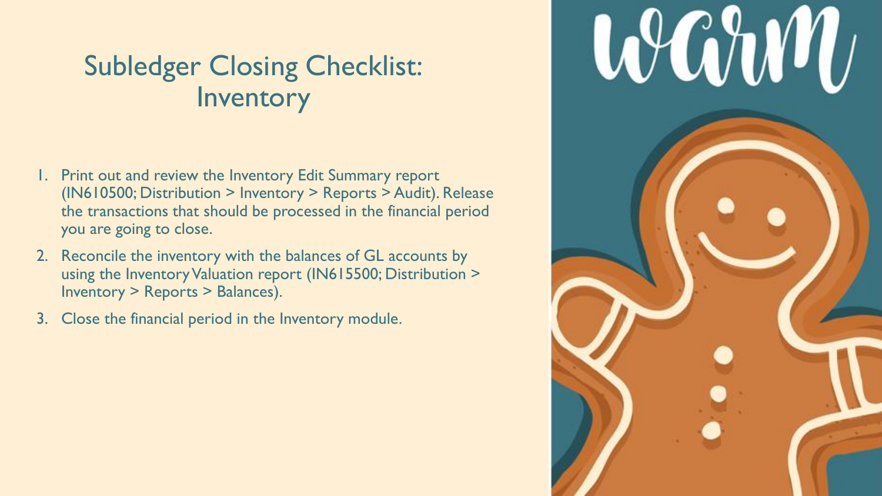# Subledger Closing Checklist: Inventory

1. Print out and review the Inventory Edit Summary report (IN610500; Distribution > Inventory > Reports > Audit). Release the transactions that should be processed in the financial period you are going to close.
2. Reconcile the inventory with the balances of GL accounts by using the Inventory Valuation report (IN615500; Distribution > Inventory > Reports > Balances).
3. Close the financial period in the Inventory module.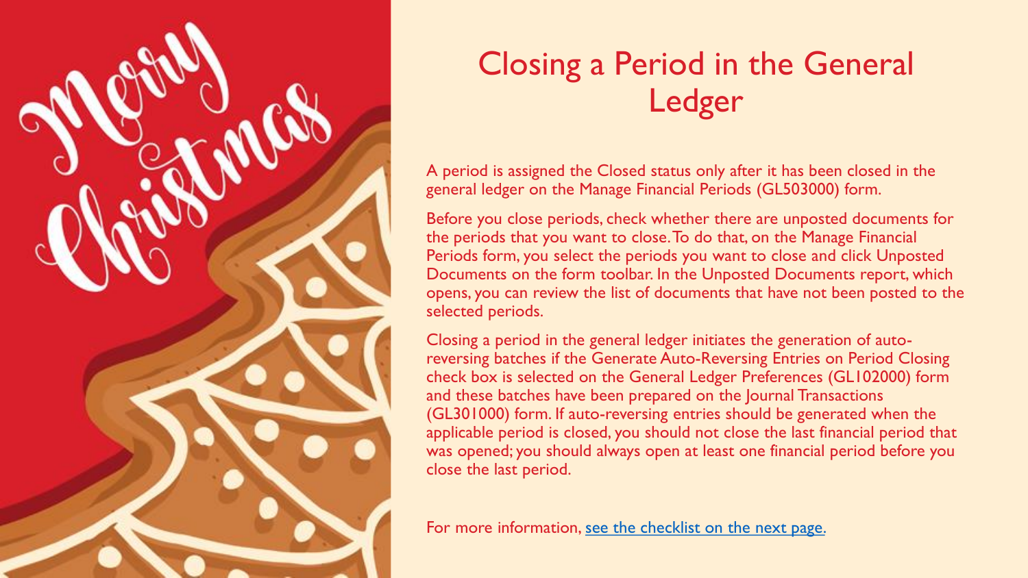# Closing a Period in the General Ledger

A period is assigned the Closed status only after it has been closed in the general ledger on the Manage Financial Periods (GL503000) form.

Before you close periods, check whether there are unposted documents for the periods that you want to close. To do that, on the Manage Financial Periods form, you select the periods you want to close and click Unposted Documents on the form toolbar. In the Unposted Documents report, which opens, you can review the list of documents that have not been posted to the selected periods.

Closing a period in the general ledger initiates the generation of auto-reversing batches if the Generate Auto-Reversing Entries on Period Closing check box is selected on the General Ledger Preferences (GL102000) form and these batches have been prepared on the Journal Transactions (GL301000) form. If auto-reversing entries should be generated when the applicable period is closed, you should not close the last financial period that was opened; you should always open at least one financial period before you close the last period.

For more information, [see the checklist on the next page](#).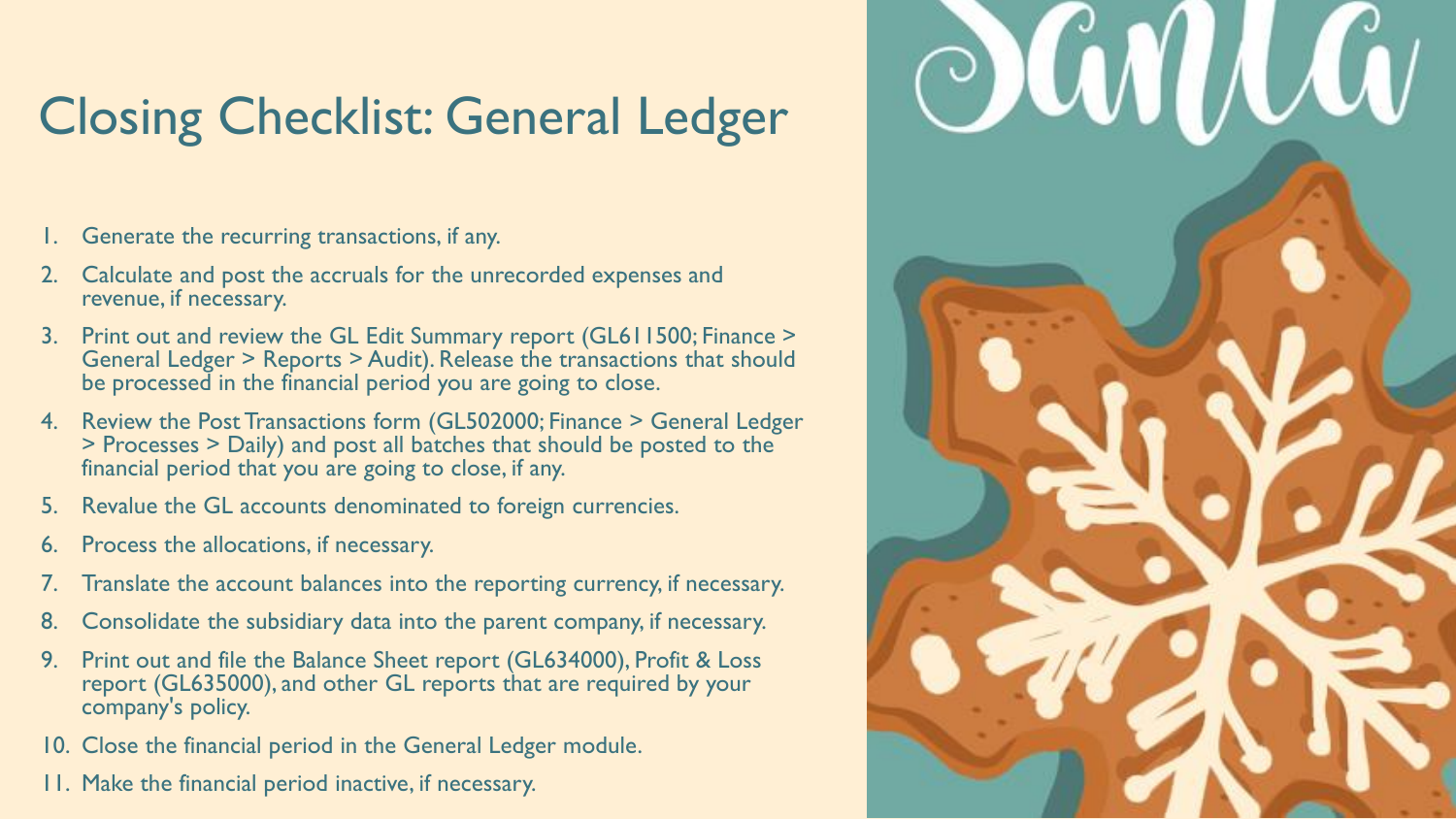# Closing Checklist: General Ledger

1. Generate the recurring transactions, if any.
2. Calculate and post the accruals for the unrecorded expenses and revenue, if necessary.
3. Print out and review the GL Edit Summary report (GL611500; Finance > General Ledger > Reports > Audit). Release the transactions that should be processed in the financial period you are going to close.
4. Review the Post Transactions form (GL502000; Finance > General Ledger > Processes > Daily) and post all batches that should be posted to the financial period that you are going to close, if any.
5. Revalue the GL accounts denominated to foreign currencies.
6. Process the allocations, if necessary.
7. Translate the account balances into the reporting currency, if necessary.
8. Consolidate the subsidiary data into the parent company, if necessary.
9. Print out and file the Balance Sheet report (GL634000), Profit & Loss report (GL635000), and other GL reports that are required by your company's policy.
10. Close the financial period in the General Ledger module.
11. Make the financial period inactive, if necessary.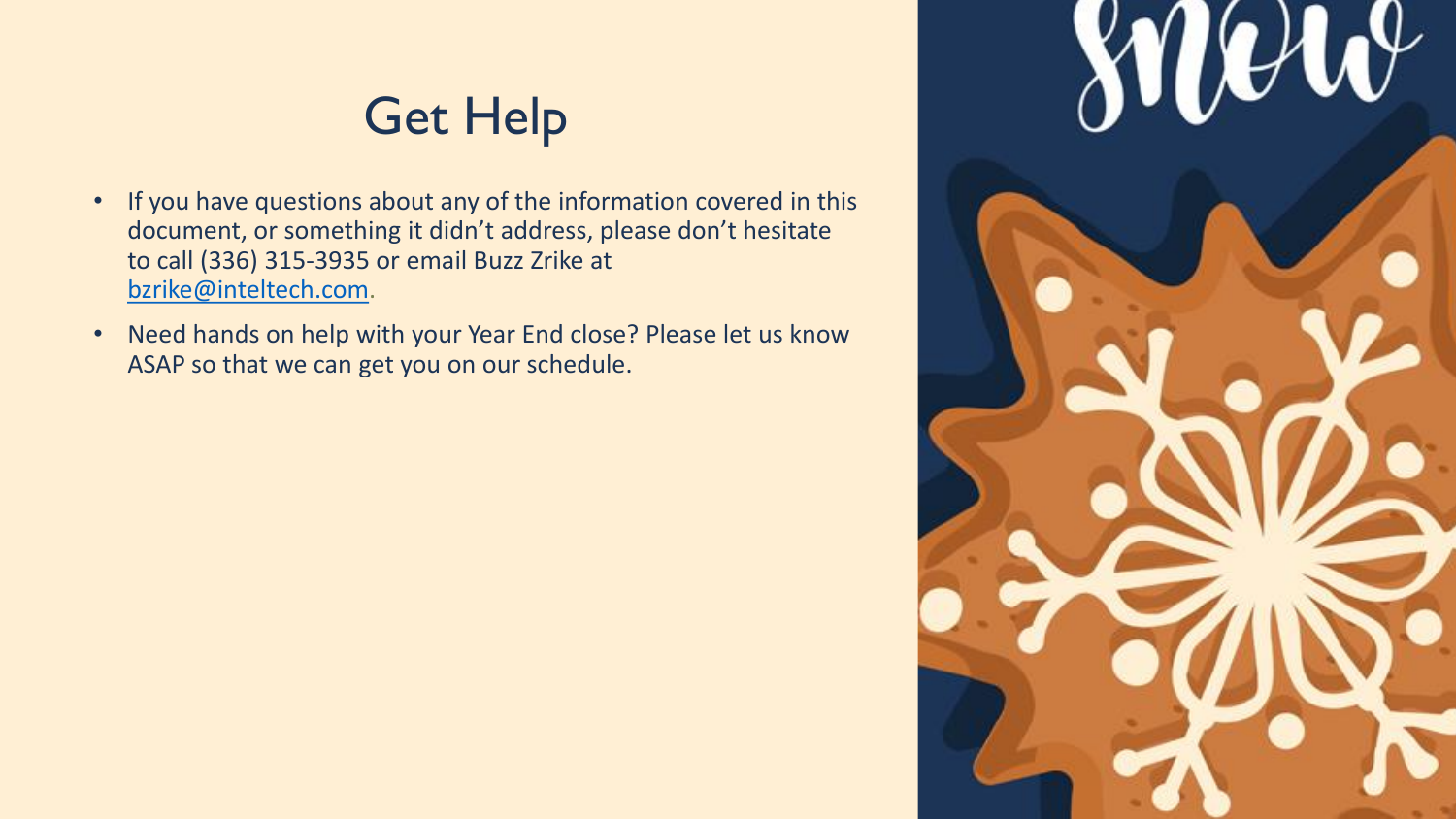# Get Help

- If you have questions about any of the information covered in this document, or something it didn't address, please don't hesitate to call (336) 315-3935 or email Buzz Zrike at bzrike@inteltech.com.
- Need hands on help with your Year End close? Please let us know ASAP so that we can get you on our schedule.